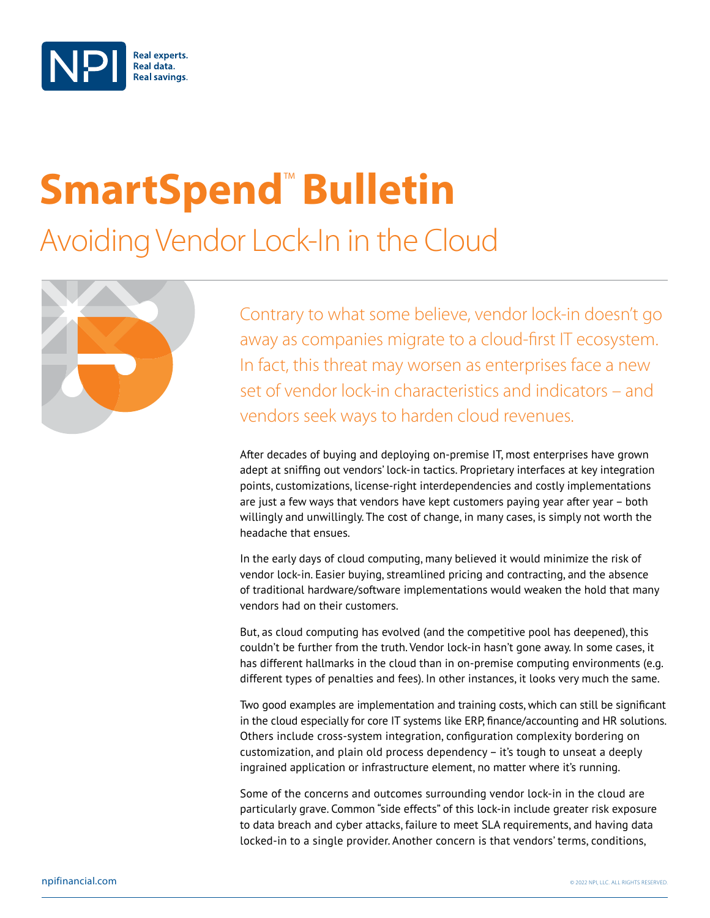# SmartSpend™ Bulletin

## Avoiding Vendor Lock-In in the Cloud

Contrary to what some believe, vendor lock-in doesn't go away as companies migrate to a cloud-first IT ecosystem. In fact, this threat may worsen as enterprises face a new set of vendor lock-in characteristics and indicators – and vendors seek ways to harden cloud revenues.

After decades of buying and deploying on-premise IT, most enterprises have grown adept at sniffing out vendors' lock-in tactics. Proprietary interfaces at key integration points, customizations, license-right interdependencies and costly implementations are just a few ways that vendors have kept customers paying year after year – both willingly and unwillingly. The cost of change, in many cases, is simply not worth the headache that ensues.

In the early days of cloud computing, many believed it would minimize the risk of vendor lock-in. Easier buying, streamlined pricing and contracting, and the absence of traditional hardware/software implementations would weaken the hold that many vendors had on their customers.

But, as cloud computing has evolved (and the competitive pool has deepened), this couldn't be further from the truth. Vendor lock-in hasn't gone away. In some cases, it has different hallmarks in the cloud than in on-premise computing environments (e.g. different types of penalties and fees). In other instances, it looks very much the same.

Two good examples are implementation and training costs, which can still be significant in the cloud especially for core IT systems like ERP, finance/accounting and HR solutions. Others include cross-system integration, configuration complexity bordering on customization, and plain old process dependency – it's tough to unseat a deeply ingrained application or infrastructure element, no matter where it's running.

Some of the concerns and outcomes surrounding vendor lock-in in the cloud are particularly grave. Common "side effects" of this lock-in include greater risk exposure to data breach and cyber attacks, failure to meet SLA requirements, and having data locked-in to a single provider. Another concern is that vendors' terms, conditions,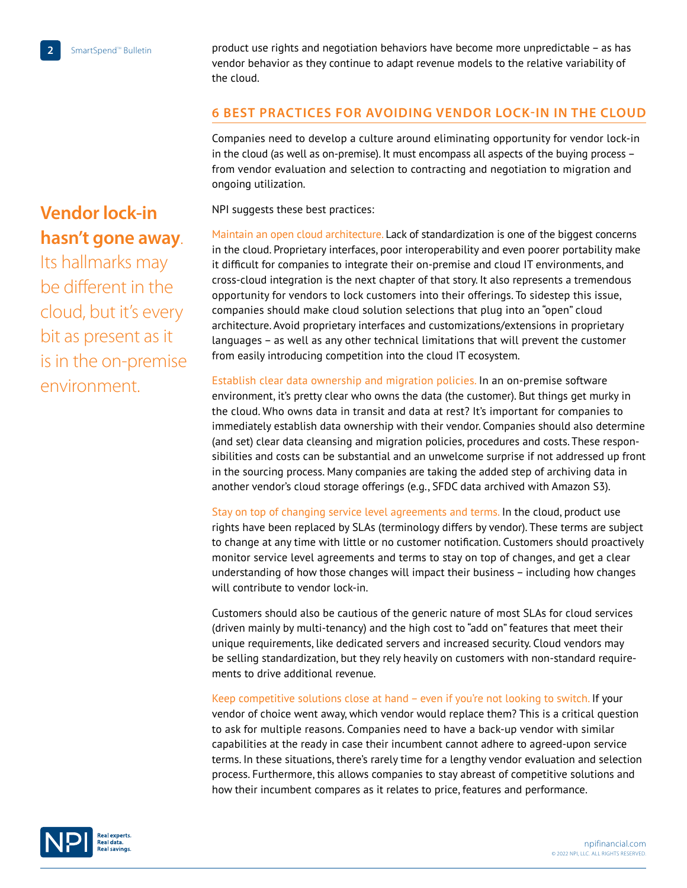product use rights and negotiation behaviors have become more unpredictable – as has vendor behavior as they continue to adapt revenue models to the relative variability of the cloud.

## 6 BEST PRACTICES FOR AVOIDING VENDOR LOCK-IN IN THE CLOUD

Companies need to develop a culture around eliminating opportunity for vendor lock-in in the cloud (as well as on-premise). It must encompass all aspects of the buying process – from vendor evaluation and selection to contracting and negotiation to migration and ongoing utilization.

**Vendor lock-in hasn't gone away**. Its hallmarks may be different in the cloud, but it's every bit as present as it is in the on-premise environment.

NPI suggests these best practices:

Maintain an open cloud architecture. Lack of standardization is one of the biggest concerns in the cloud. Proprietary interfaces, poor interoperability and even poorer portability make it difficult for companies to integrate their on-premise and cloud IT environments, and cross-cloud integration is the next chapter of that story. It also represents a tremendous opportunity for vendors to lock customers into their offerings. To sidestep this issue, companies should make cloud solution selections that plug into an "open" cloud architecture. Avoid proprietary interfaces and customizations/extensions in proprietary languages – as well as any other technical limitations that will prevent the customer from easily introducing competition into the cloud IT ecosystem.

Establish clear data ownership and migration policies. In an on-premise software environment, it's pretty clear who owns the data (the customer). But things get murky in the cloud. Who owns data in transit and data at rest? It's important for companies to immediately establish data ownership with their vendor. Companies should also determine (and set) clear data cleansing and migration policies, procedures and costs. These responsibilities and costs can be substantial and an unwelcome surprise if not addressed up front in the sourcing process. Many companies are taking the added step of archiving data in another vendor's cloud storage offerings (e.g., SFDC data archived with Amazon S3).

Stay on top of changing service level agreements and terms. In the cloud, product use rights have been replaced by SLAs (terminology differs by vendor). These terms are subject to change at any time with little or no customer notification. Customers should proactively monitor service level agreements and terms to stay on top of changes, and get a clear understanding of how those changes will impact their business – including how changes will contribute to vendor lock-in.

Customers should also be cautious of the generic nature of most SLAs for cloud services (driven mainly by multi-tenancy) and the high cost to "add on" features that meet their unique requirements, like dedicated servers and increased security. Cloud vendors may be selling standardization, but they rely heavily on customers with non-standard requirements to drive additional revenue.

Keep competitive solutions close at hand – even if you're not looking to switch. If your vendor of choice went away, which vendor would replace them? This is a critical question to ask for multiple reasons. Companies need to have a back-up vendor with similar capabilities at the ready in case their incumbent cannot adhere to agreed-upon service terms. In these situations, there's rarely time for a lengthy vendor evaluation and selection process. Furthermore, this allows companies to stay abreast of competitive solutions and how their incumbent compares as it relates to price, features and performance.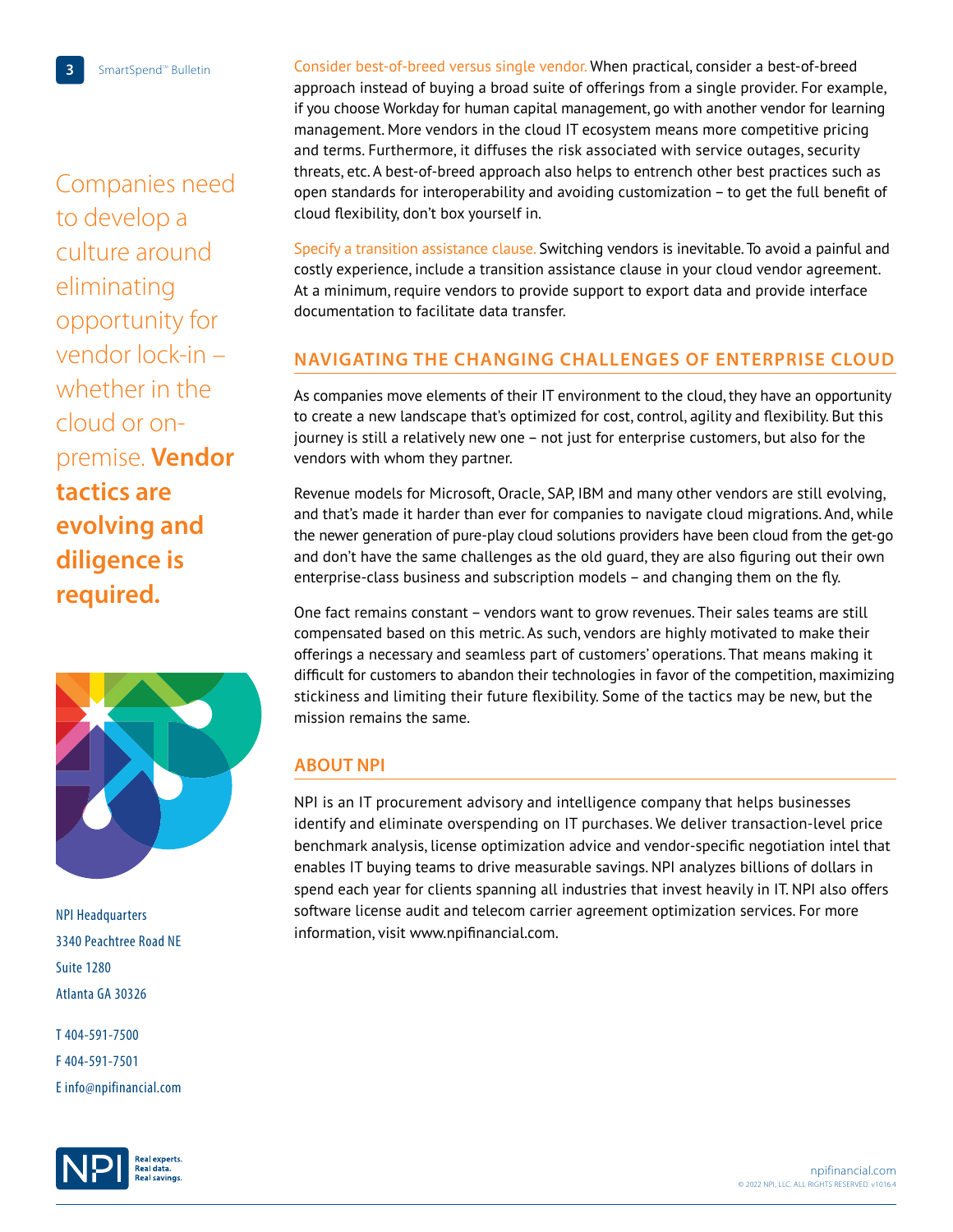Consider best-of-breed versus single vendor. When practical, consider a best-of-breed approach instead of buying a broad suite of offerings from a single provider. For example, if you choose Workday for human capital management, go with another vendor for learning management. More vendors in the cloud IT ecosystem means more competitive pricing and terms. Furthermore, it diffuses the risk associated with service outages, security threats, etc. A best-of-breed approach also helps to entrench other best practices such as open standards for interoperability and avoiding customization – to get the full benefit of cloud flexibility, don't box yourself in.

Specify a transition assistance clause. Switching vendors is inevitable. To avoid a painful and costly experience, include a transition assistance clause in your cloud vendor agreement. At a minimum, require vendors to provide support to export data and provide interface documentation to facilitate data transfer.

Companies need to develop a culture around eliminating opportunity for vendor lock-in – whether in the cloud or on-premise. **Vendor tactics are evolving and diligence is required.**

## NAVIGATING THE CHANGING CHALLENGES OF ENTERPRISE CLOUD

As companies move elements of their IT environment to the cloud, they have an opportunity to create a new landscape that's optimized for cost, control, agility and flexibility. But this journey is still a relatively new one – not just for enterprise customers, but also for the vendors with whom they partner.

Revenue models for Microsoft, Oracle, SAP, IBM and many other vendors are still evolving, and that's made it harder than ever for companies to navigate cloud migrations. And, while the newer generation of pure-play cloud solutions providers have been cloud from the get-go and don't have the same challenges as the old guard, they are also figuring out their own enterprise-class business and subscription models – and changing them on the fly.

One fact remains constant – vendors want to grow revenues. Their sales teams are still compensated based on this metric. As such, vendors are highly motivated to make their offerings a necessary and seamless part of customers' operations. That means making it difficult for customers to abandon their technologies in favor of the competition, maximizing stickiness and limiting their future flexibility. Some of the tactics may be new, but the mission remains the same.

## ABOUT NPI

NPI is an IT procurement advisory and intelligence company that helps businesses identify and eliminate overspending on IT purchases. We deliver transaction-level price benchmark analysis, license optimization advice and vendor-specific negotiation intel that enables IT buying teams to drive measurable savings. NPI analyzes billions of dollars in spend each year for clients spanning all industries that invest heavily in IT. NPI also offers software license audit and telecom carrier agreement optimization services. For more information, visit www.npifinancial.com.

NPI Headquarters
3340 Peachtree Road NE
Suite 1280
Atlanta GA 30326

T 404-591-7500
F 404-591-7501
E info@npifinancial.com

NPI Real experts. Real data. Real savings.

npifinancial.com
© 2022 NPI, LLC. ALL RIGHTS RESERVED. v1016.4